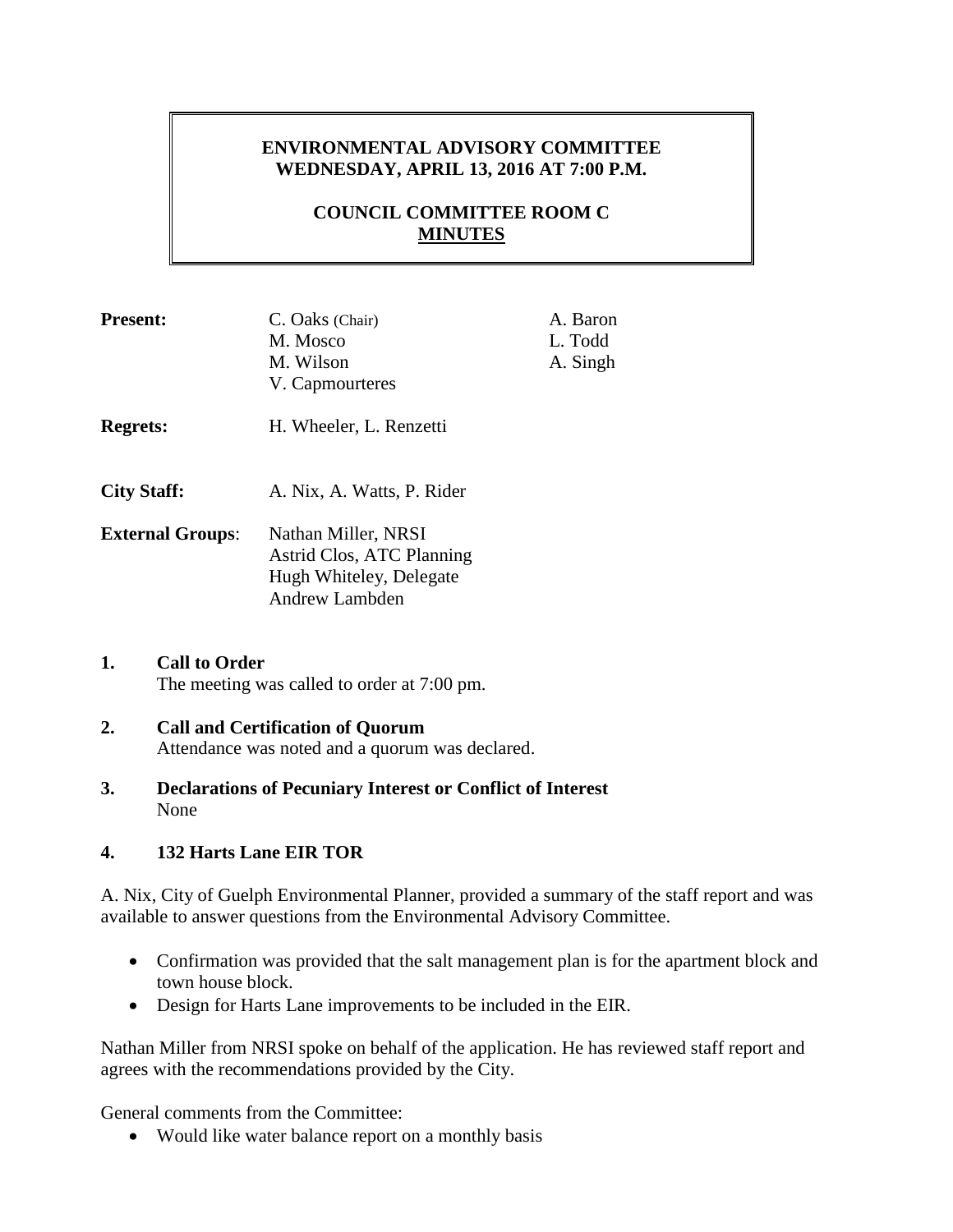# ENVIRONMENTAL ADVISORY COMMITTEE
## WEDNESDAY, APRIL 13, 2016 AT 7:00 P.M.

## COUNCIL COMMITTEE ROOM C
## MINUTES

**Present:** C. Oaks (Chair), M. Mosco, M. Wilson, V. Capmourteres, A. Baron, L. Todd, A. Singh

**Regrets:** H. Wheeler, L. Renzetti

**City Staff:** A. Nix, A. Watts, P. Rider

**External Groups**: Nathan Miller, NRSI; Astrid Clos, ATC Planning; Hugh Whiteley, Delegate; Andrew Lambden

**1. Call to Order**
The meeting was called to order at 7:00 pm.

**2. Call and Certification of Quorum**
Attendance was noted and a quorum was declared.

**3. Declarations of Pecuniary Interest or Conflict of Interest**
None

**4. 132 Harts Lane EIR TOR**

A. Nix, City of Guelph Environmental Planner, provided a summary of the staff report and was available to answer questions from the Environmental Advisory Committee.

- Confirmation was provided that the salt management plan is for the apartment block and town house block.
- Design for Harts Lane improvements to be included in the EIR.

Nathan Miller from NRSI spoke on behalf of the application. He has reviewed staff report and agrees with the recommendations provided by the City.

General comments from the Committee:

- Would like water balance report on a monthly basis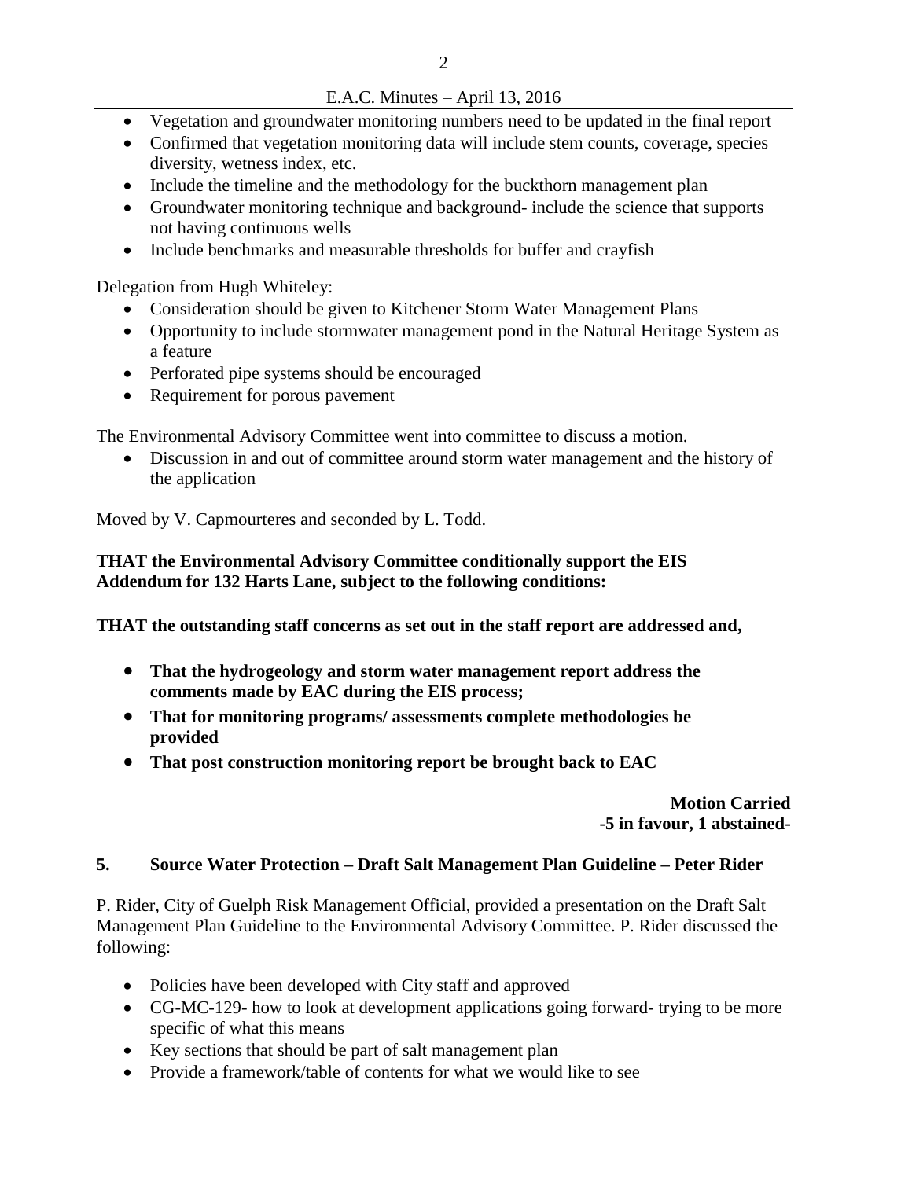- Vegetation and groundwater monitoring numbers need to be updated in the final report
- Confirmed that vegetation monitoring data will include stem counts, coverage, species diversity, wetness index, etc.
- Include the timeline and the methodology for the buckthorn management plan
- Groundwater monitoring technique and background- include the science that supports not having continuous wells
- Include benchmarks and measurable thresholds for buffer and crayfish

Delegation from Hugh Whiteley:

- Consideration should be given to Kitchener Storm Water Management Plans
- Opportunity to include stormwater management pond in the Natural Heritage System as a feature
- Perforated pipe systems should be encouraged
- Requirement for porous pavement

The Environmental Advisory Committee went into committee to discuss a motion.

- Discussion in and out of committee around storm water management and the history of the application

Moved by V. Capmourteres and seconded by L. Todd.

**THAT the Environmental Advisory Committee conditionally support the EIS Addendum for 132 Harts Lane, subject to the following conditions:**

**THAT the outstanding staff concerns as set out in the staff report are addressed and,**

- **That the hydrogeology and storm water management report address the comments made by EAC during the EIS process;**
- **That for monitoring programs/ assessments complete methodologies be provided**
- **That post construction monitoring report be brought back to EAC**

**Motion Carried**
**-5 in favour, 1 abstained-**

## 5. Source Water Protection – Draft Salt Management Plan Guideline – Peter Rider

P. Rider, City of Guelph Risk Management Official, provided a presentation on the Draft Salt Management Plan Guideline to the Environmental Advisory Committee. P. Rider discussed the following:

- Policies have been developed with City staff and approved
- CG-MC-129- how to look at development applications going forward- trying to be more specific of what this means
- Key sections that should be part of salt management plan
- Provide a framework/table of contents for what we would like to see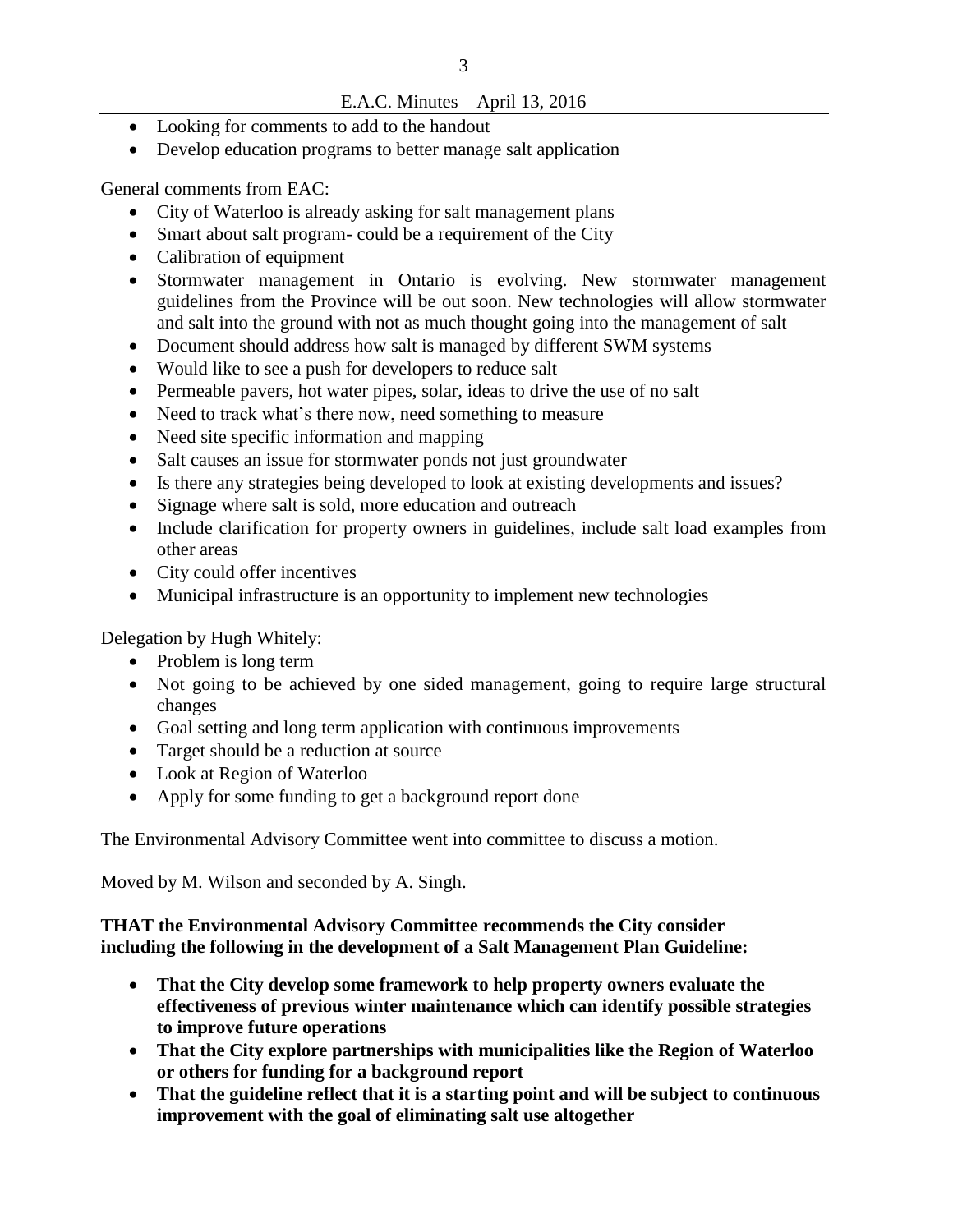- Looking for comments to add to the handout
- Develop education programs to better manage salt application

General comments from EAC:

- City of Waterloo is already asking for salt management plans
- Smart about salt program- could be a requirement of the City
- Calibration of equipment
- Stormwater management in Ontario is evolving. New stormwater management guidelines from the Province will be out soon. New technologies will allow stormwater and salt into the ground with not as much thought going into the management of salt
- Document should address how salt is managed by different SWM systems
- Would like to see a push for developers to reduce salt
- Permeable pavers, hot water pipes, solar, ideas to drive the use of no salt
- Need to track what's there now, need something to measure
- Need site specific information and mapping
- Salt causes an issue for stormwater ponds not just groundwater
- Is there any strategies being developed to look at existing developments and issues?
- Signage where salt is sold, more education and outreach
- Include clarification for property owners in guidelines, include salt load examples from other areas
- City could offer incentives
- Municipal infrastructure is an opportunity to implement new technologies

Delegation by Hugh Whitely:

- Problem is long term
- Not going to be achieved by one sided management, going to require large structural changes
- Goal setting and long term application with continuous improvements
- Target should be a reduction at source
- Look at Region of Waterloo
- Apply for some funding to get a background report done

The Environmental Advisory Committee went into committee to discuss a motion.

Moved by M. Wilson and seconded by A. Singh.

**THAT the Environmental Advisory Committee recommends the City consider including the following in the development of a Salt Management Plan Guideline:**

- **That the City develop some framework to help property owners evaluate the effectiveness of previous winter maintenance which can identify possible strategies to improve future operations**
- **That the City explore partnerships with municipalities like the Region of Waterloo or others for funding for a background report**
- **That the guideline reflect that it is a starting point and will be subject to continuous improvement with the goal of eliminating salt use altogether**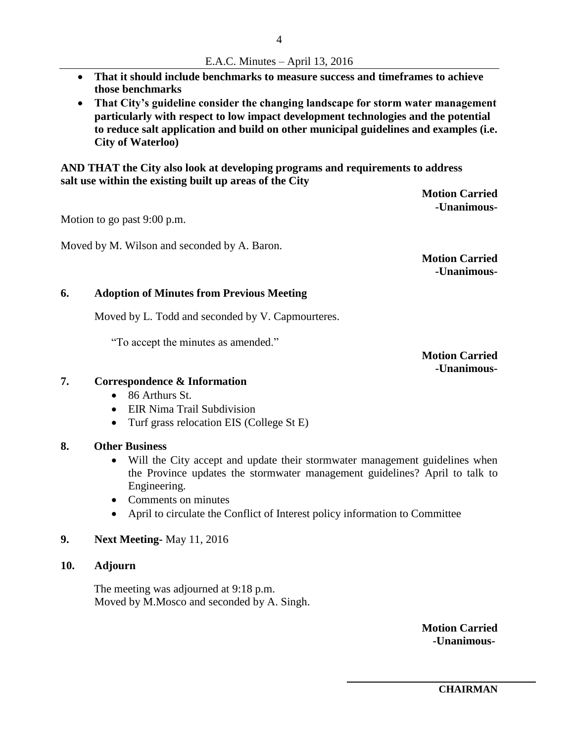- **That it should include benchmarks to measure success and timeframes to achieve those benchmarks**
- **That City's guideline consider the changing landscape for storm water management particularly with respect to low impact development technologies and the potential to reduce salt application and build on other municipal guidelines and examples (i.e. City of Waterloo)**

**AND THAT the City also look at developing programs and requirements to address salt use within the existing built up areas of the City**

**Motion Carried**
**-Unanimous-**

Motion to go past 9:00 p.m.

Moved by M. Wilson and seconded by A. Baron.

**Motion Carried**
**-Unanimous-**

## 6. Adoption of Minutes from Previous Meeting

Moved by L. Todd and seconded by V. Capmourteres.

"To accept the minutes as amended."

**Motion Carried**
**-Unanimous-**

## 7. Correspondence & Information

- 86 Arthurs St.
- EIR Nima Trail Subdivision
- Turf grass relocation EIS (College St E)

## 8. Other Business

- Will the City accept and update their stormwater management guidelines when the Province updates the stormwater management guidelines? April to talk to Engineering.
- Comments on minutes
- April to circulate the Conflict of Interest policy information to Committee

## 9. Next Meeting- May 11, 2016

## 10. Adjourn

The meeting was adjourned at 9:18 p.m.
Moved by M.Mosco and seconded by A. Singh.

**Motion Carried**
**-Unanimous-**

**CHAIRMAN**